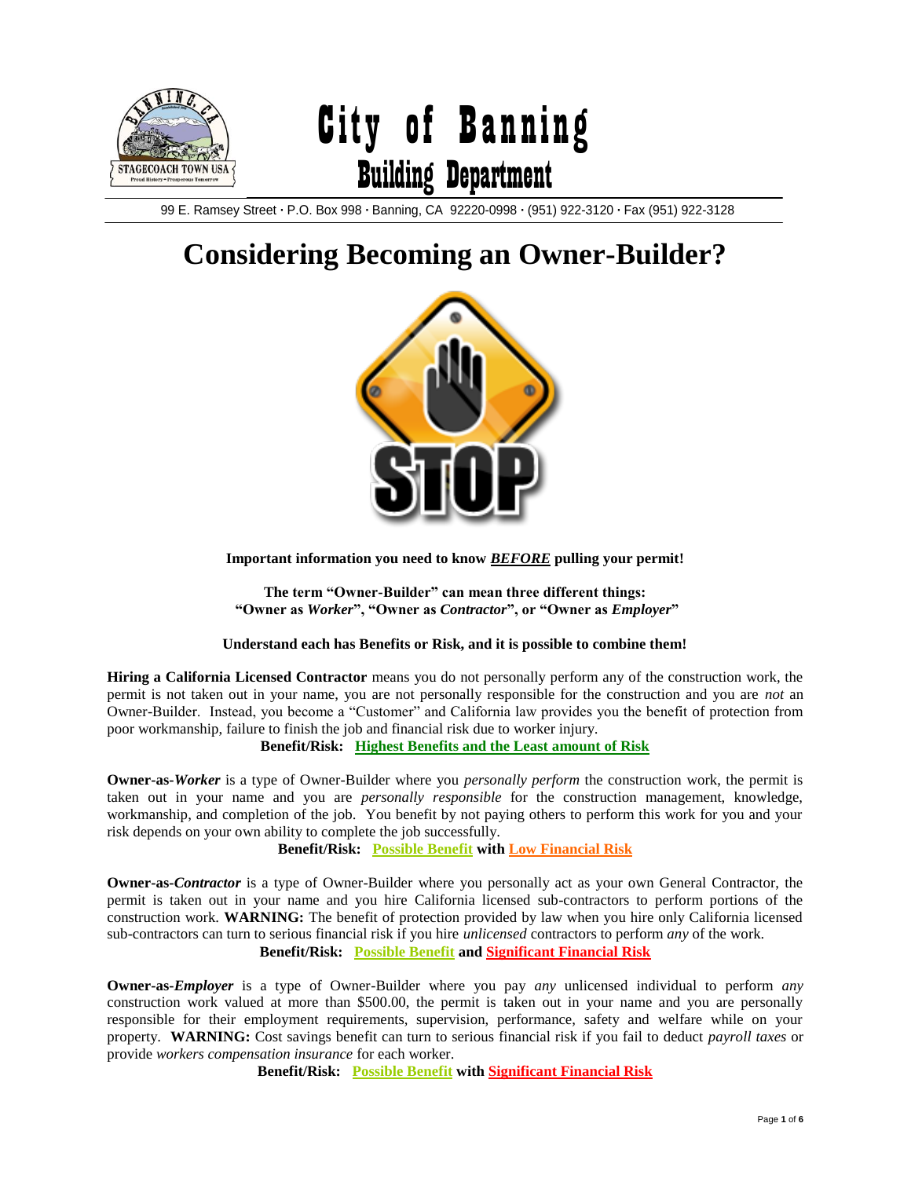# City of Banning

## Building Department

99 E. Ramsey Street · P.O. Box 998 · Banning, CA 92220-0998 · (951) 922-3120 · Fax (951) 922-3128

# Considering Becoming an Owner-Builder?

**Important information you need to know *BEFORE* pulling your permit!**

**The term "Owner-Builder" can mean three different things: "Owner as *Worker*", "Owner as *Contractor*", or "Owner as *Employer*"**

**Understand each has Benefits or Risk, and it is possible to combine them!**

**Hiring a California Licensed Contractor** means you do not personally perform any of the construction work, the permit is not taken out in your name, you are not personally responsible for the construction and you are *not* an Owner-Builder. Instead, you become a "Customer" and California law provides you the benefit of protection from poor workmanship, failure to finish the job and financial risk due to worker injury.

**Benefit/Risk: Highest Benefits and the Least amount of Risk**

**Owner-as-*Worker*** is a type of Owner-Builder where you *personally perform* the construction work, the permit is taken out in your name and you are *personally responsible* for the construction management, knowledge, workmanship, and completion of the job. You benefit by not paying others to perform this work for you and your risk depends on your own ability to complete the job successfully.

**Benefit/Risk: Possible Benefit with Low Financial Risk**

**Owner-as-*Contractor*** is a type of Owner-Builder where you personally act as your own General Contractor, the permit is taken out in your name and you hire California licensed sub-contractors to perform portions of the construction work. **WARNING:** The benefit of protection provided by law when you hire only California licensed sub-contractors can turn to serious financial risk if you hire *unlicensed* contractors to perform *any* of the work.

**Benefit/Risk: Possible Benefit and Significant Financial Risk**

**Owner-as-*Employer*** is a type of Owner-Builder where you pay *any* unlicensed individual to perform *any* construction work valued at more than $500.00, the permit is taken out in your name and you are personally responsible for their employment requirements, supervision, performance, safety and welfare while on your property. **WARNING:** Cost savings benefit can turn to serious financial risk if you fail to deduct *payroll taxes* or provide *workers compensation insurance* for each worker.

**Benefit/Risk: Possible Benefit with Significant Financial Risk**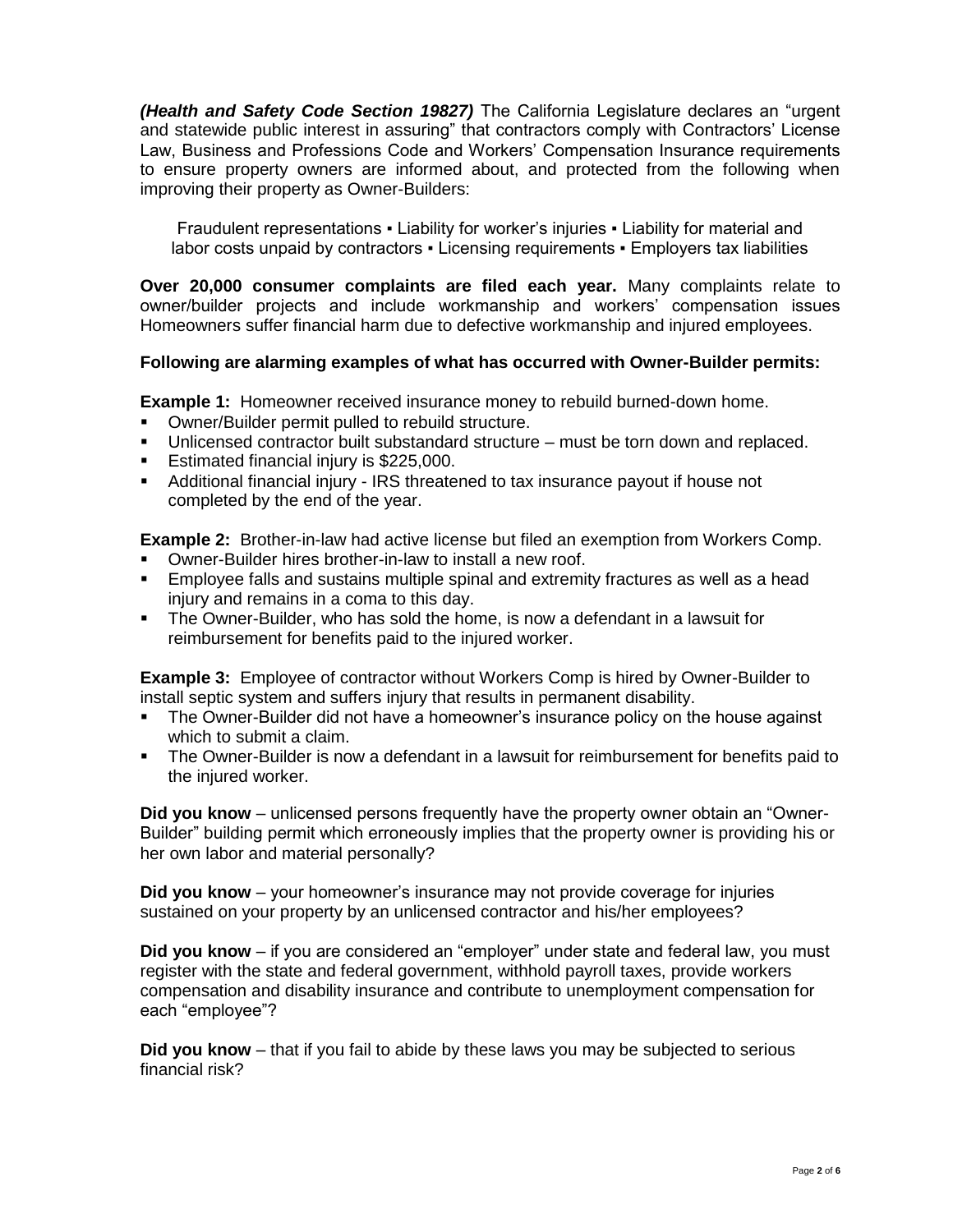***(Health and Safety Code Section 19827)*** The California Legislature declares an "urgent and statewide public interest in assuring" that contractors comply with Contractors' License Law, Business and Professions Code and Workers' Compensation Insurance requirements to ensure property owners are informed about, and protected from the following when improving their property as Owner-Builders:

Fraudulent representations ▪ Liability for worker's injuries ▪ Liability for material and labor costs unpaid by contractors ▪ Licensing requirements ▪ Employers tax liabilities

**Over 20,000 consumer complaints are filed each year.** Many complaints relate to owner/builder projects and include workmanship and workers' compensation issues Homeowners suffer financial harm due to defective workmanship and injured employees.

**Following are alarming examples of what has occurred with Owner-Builder permits:**

**Example 1:** Homeowner received insurance money to rebuild burned-down home.

- Owner/Builder permit pulled to rebuild structure.
- Unlicensed contractor built substandard structure – must be torn down and replaced.
- Estimated financial injury is $225,000.
- Additional financial injury - IRS threatened to tax insurance payout if house not completed by the end of the year.

**Example 2:** Brother-in-law had active license but filed an exemption from Workers Comp.

- Owner-Builder hires brother-in-law to install a new roof.
- Employee falls and sustains multiple spinal and extremity fractures as well as a head injury and remains in a coma to this day.
- The Owner-Builder, who has sold the home, is now a defendant in a lawsuit for reimbursement for benefits paid to the injured worker.

**Example 3:** Employee of contractor without Workers Comp is hired by Owner-Builder to install septic system and suffers injury that results in permanent disability.

- The Owner-Builder did not have a homeowner's insurance policy on the house against which to submit a claim.
- The Owner-Builder is now a defendant in a lawsuit for reimbursement for benefits paid to the injured worker.

**Did you know** – unlicensed persons frequently have the property owner obtain an "Owner-Builder" building permit which erroneously implies that the property owner is providing his or her own labor and material personally?

**Did you know** – your homeowner's insurance may not provide coverage for injuries sustained on your property by an unlicensed contractor and his/her employees?

**Did you know** – if you are considered an "employer" under state and federal law, you must register with the state and federal government, withhold payroll taxes, provide workers compensation and disability insurance and contribute to unemployment compensation for each "employee"?

**Did you know** – that if you fail to abide by these laws you may be subjected to serious financial risk?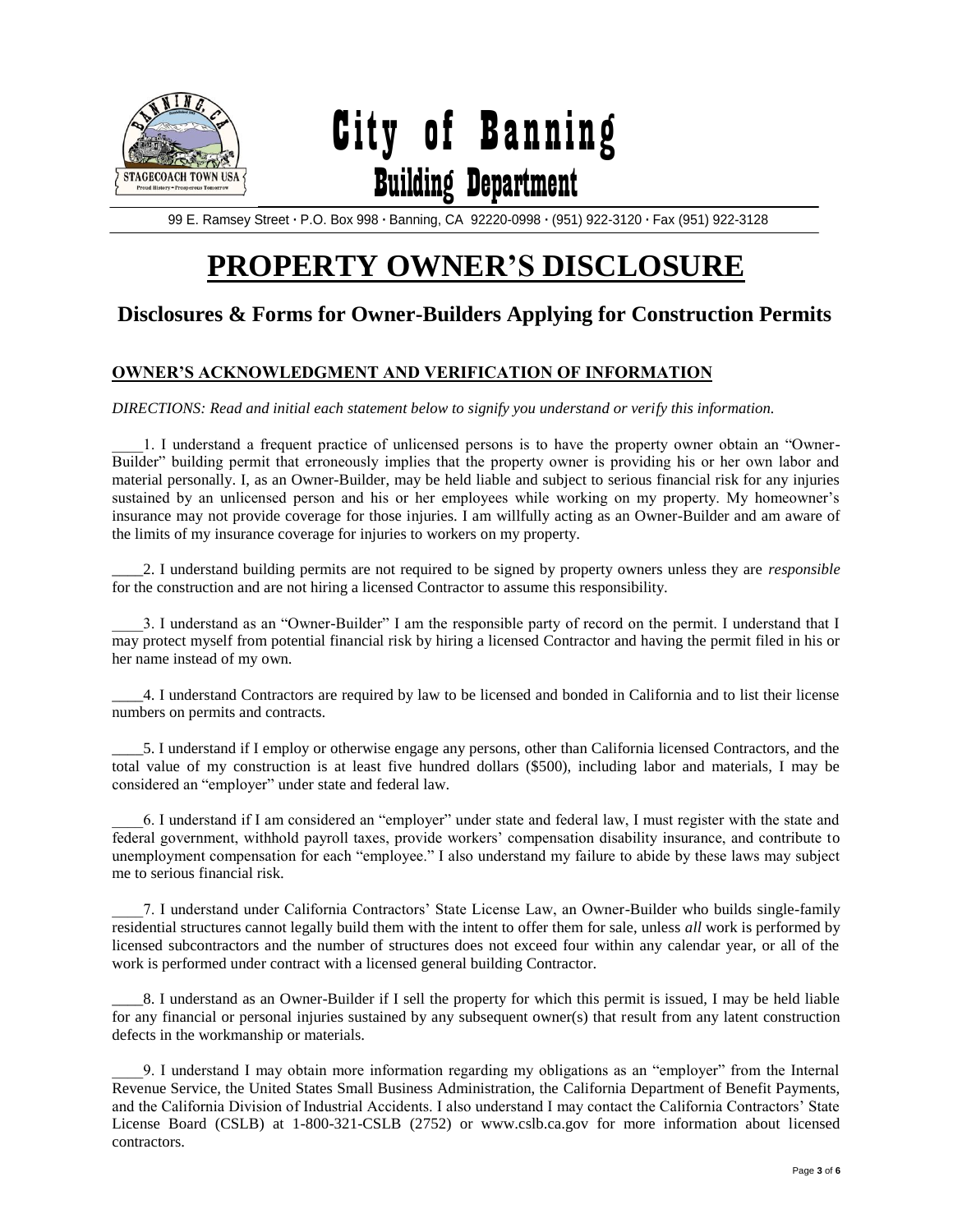# City of Banning

## Building Department

99 E. Ramsey Street · P.O. Box 998 · Banning, CA 92220-0998 · (951) 922-3120 · Fax (951) 922-3128

# PROPERTY OWNER'S DISCLOSURE

## Disclosures & Forms for Owner-Builders Applying for Construction Permits

### OWNER'S ACKNOWLEDGMENT AND VERIFICATION OF INFORMATION

*DIRECTIONS: Read and initial each statement below to signify you understand or verify this information.*

____1. I understand a frequent practice of unlicensed persons is to have the property owner obtain an "Owner-Builder" building permit that erroneously implies that the property owner is providing his or her own labor and material personally. I, as an Owner-Builder, may be held liable and subject to serious financial risk for any injuries sustained by an unlicensed person and his or her employees while working on my property. My homeowner's insurance may not provide coverage for those injuries. I am willfully acting as an Owner-Builder and am aware of the limits of my insurance coverage for injuries to workers on my property.

____2. I understand building permits are not required to be signed by property owners unless they are *responsible* for the construction and are not hiring a licensed Contractor to assume this responsibility.

____3. I understand as an "Owner-Builder" I am the responsible party of record on the permit. I understand that I may protect myself from potential financial risk by hiring a licensed Contractor and having the permit filed in his or her name instead of my own.

____4. I understand Contractors are required by law to be licensed and bonded in California and to list their license numbers on permits and contracts.

____5. I understand if I employ or otherwise engage any persons, other than California licensed Contractors, and the total value of my construction is at least five hundred dollars ($500), including labor and materials, I may be considered an "employer" under state and federal law.

____6. I understand if I am considered an "employer" under state and federal law, I must register with the state and federal government, withhold payroll taxes, provide workers' compensation disability insurance, and contribute to unemployment compensation for each "employee." I also understand my failure to abide by these laws may subject me to serious financial risk.

____7. I understand under California Contractors' State License Law, an Owner-Builder who builds single-family residential structures cannot legally build them with the intent to offer them for sale, unless *all* work is performed by licensed subcontractors and the number of structures does not exceed four within any calendar year, or all of the work is performed under contract with a licensed general building Contractor.

____8. I understand as an Owner-Builder if I sell the property for which this permit is issued, I may be held liable for any financial or personal injuries sustained by any subsequent owner(s) that result from any latent construction defects in the workmanship or materials.

____9. I understand I may obtain more information regarding my obligations as an "employer" from the Internal Revenue Service, the United States Small Business Administration, the California Department of Benefit Payments, and the California Division of Industrial Accidents. I also understand I may contact the California Contractors' State License Board (CSLB) at 1-800-321-CSLB (2752) or www.cslb.ca.gov for more information about licensed contractors.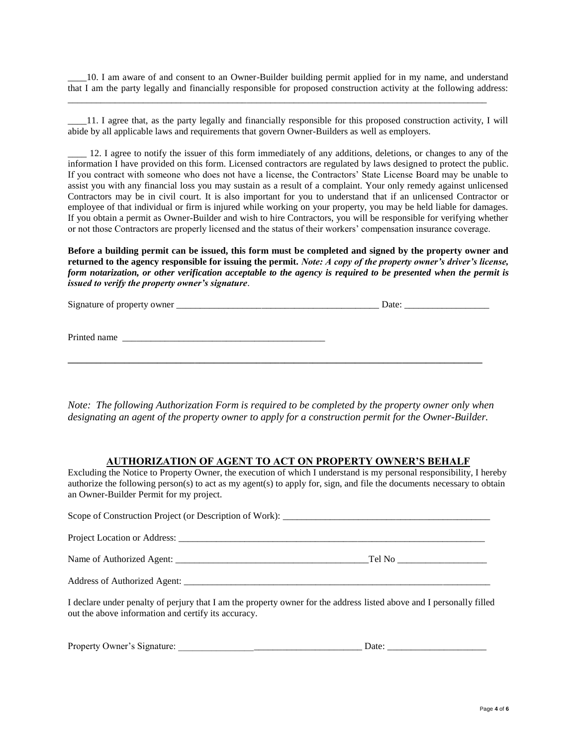____10. I am aware of and consent to an Owner-Builder building permit applied for in my name, and understand that I am the party legally and financially responsible for proposed construction activity at the following address: ___________________________________________________________________________________________

____11. I agree that, as the party legally and financially responsible for this proposed construction activity, I will abide by all applicable laws and requirements that govern Owner-Builders as well as employers.

____ 12. I agree to notify the issuer of this form immediately of any additions, deletions, or changes to any of the information I have provided on this form. Licensed contractors are regulated by laws designed to protect the public. If you contract with someone who does not have a license, the Contractors' State License Board may be unable to assist you with any financial loss you may sustain as a result of a complaint. Your only remedy against unlicensed Contractors may be in civil court. It is also important for you to understand that if an unlicensed Contractor or employee of that individual or firm is injured while working on your property, you may be held liable for damages. If you obtain a permit as Owner-Builder and wish to hire Contractors, you will be responsible for verifying whether or not those Contractors are properly licensed and the status of their workers' compensation insurance coverage.

**Before a building permit can be issued, this form must be completed and signed by the property owner and returned to the agency responsible for issuing the permit.** ***Note: A copy of the property owner's driver's license, form notarization, or other verification acceptable to the agency is required to be presented when the permit is issued to verify the property owner's signature*.**

Signature of property owner ___________________________________________ Date: __________________

Printed name ___________________________________________

---

*Note: The following Authorization Form is required to be completed by the property owner only when designating an agent of the property owner to apply for a construction permit for the Owner-Builder.*

## AUTHORIZATION OF AGENT TO ACT ON PROPERTY OWNER'S BEHALF

Excluding the Notice to Property Owner, the execution of which I understand is my personal responsibility, I hereby authorize the following person(s) to act as my agent(s) to apply for, sign, and file the documents necessary to obtain an Owner-Builder Permit for my project.

Scope of Construction Project (or Description of Work): _____________________________________________

Project Location or Address: ____________________________________________________________________

Name of Authorized Agent: _________________________________________Tel No ___________________

Address of Authorized Agent: ____________________________________________________________________

I declare under penalty of perjury that I am the property owner for the address listed above and I personally filled out the above information and certify its accuracy.

Property Owner's Signature: _______________________________________ Date: _____________________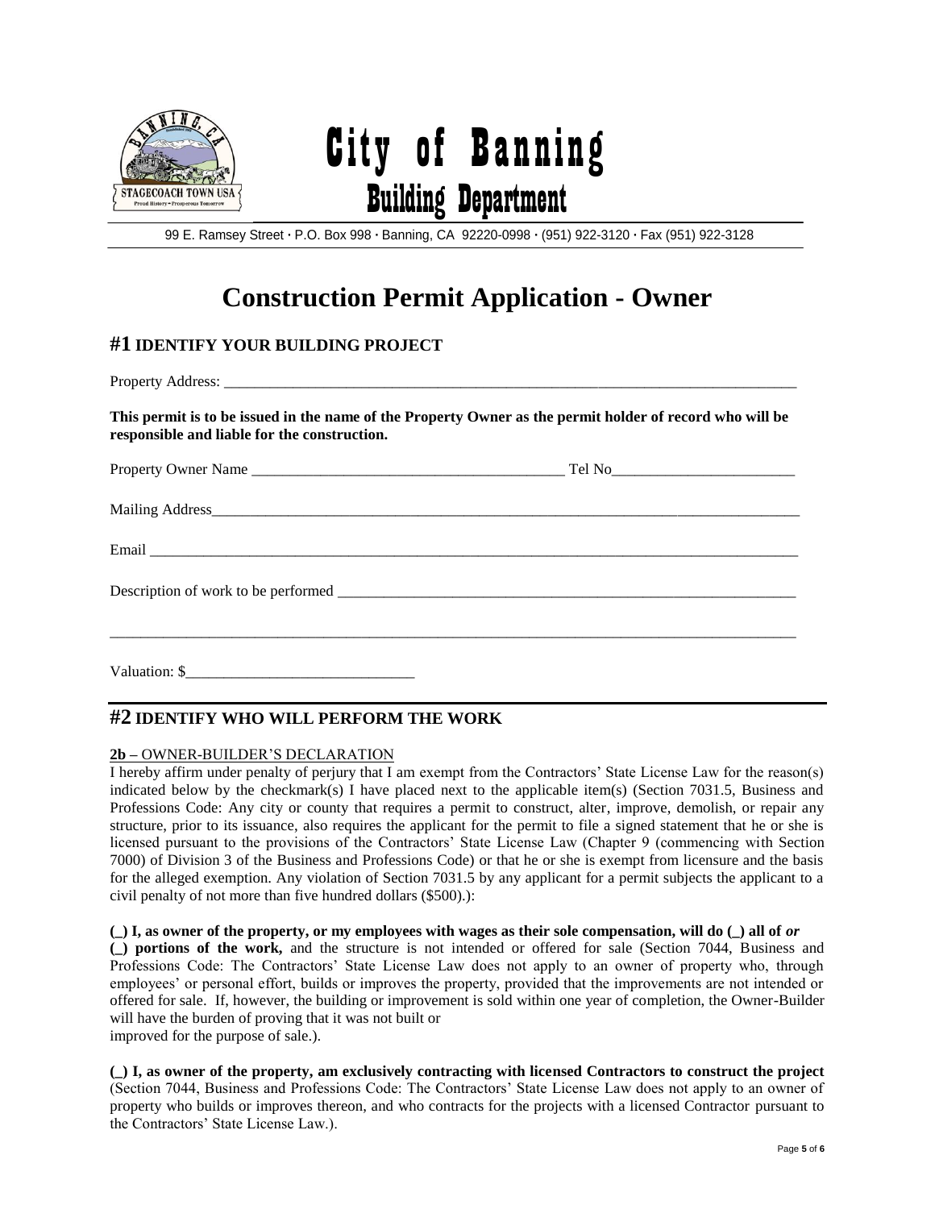# City of Banning

## Building Department

99 E. Ramsey Street · P.O. Box 998 · Banning, CA 92220-0998 · (951) 922-3120 · Fax (951) 922-3128

# Construction Permit Application - Owner

## #1 IDENTIFY YOUR BUILDING PROJECT

Property Address: ___________________________________________________________________________

**This permit is to be issued in the name of the Property Owner as the permit holder of record who will be responsible and liable for the construction.**

Property Owner Name ________________________________________ Tel No________________________

Mailing Address______________________________________________________________________________

Email _______________________________________________________________________________________

Description of work to be performed __________________________________________________________

_____________________________________________________________________________________________

Valuation: $_____________________________

## #2 IDENTIFY WHO WILL PERFORM THE WORK

**2b –** OWNER-BUILDER'S DECLARATION

I hereby affirm under penalty of perjury that I am exempt from the Contractors' State License Law for the reason(s) indicated below by the checkmark(s) I have placed next to the applicable item(s) (Section 7031.5, Business and Professions Code: Any city or county that requires a permit to construct, alter, improve, demolish, or repair any structure, prior to its issuance, also requires the applicant for the permit to file a signed statement that he or she is licensed pursuant to the provisions of the Contractors' State License Law (Chapter 9 (commencing with Section 7000) of Division 3 of the Business and Professions Code) or that he or she is exempt from licensure and the basis for the alleged exemption. Any violation of Section 7031.5 by any applicant for a permit subjects the applicant to a civil penalty of not more than five hundred dollars ($500).):

**(_) I, as owner of the property, or my employees with wages as their sole compensation, will do (_) all of** ***or*** **(_) portions of the work,** and the structure is not intended or offered for sale (Section 7044, Business and Professions Code: The Contractors' State License Law does not apply to an owner of property who, through employees' or personal effort, builds or improves the property, provided that the improvements are not intended or offered for sale. If, however, the building or improvement is sold within one year of completion, the Owner-Builder will have the burden of proving that it was not built or improved for the purpose of sale.).

**(_) I, as owner of the property, am exclusively contracting with licensed Contractors to construct the project** (Section 7044, Business and Professions Code: The Contractors' State License Law does not apply to an owner of property who builds or improves thereon, and who contracts for the projects with a licensed Contractor pursuant to the Contractors' State License Law.).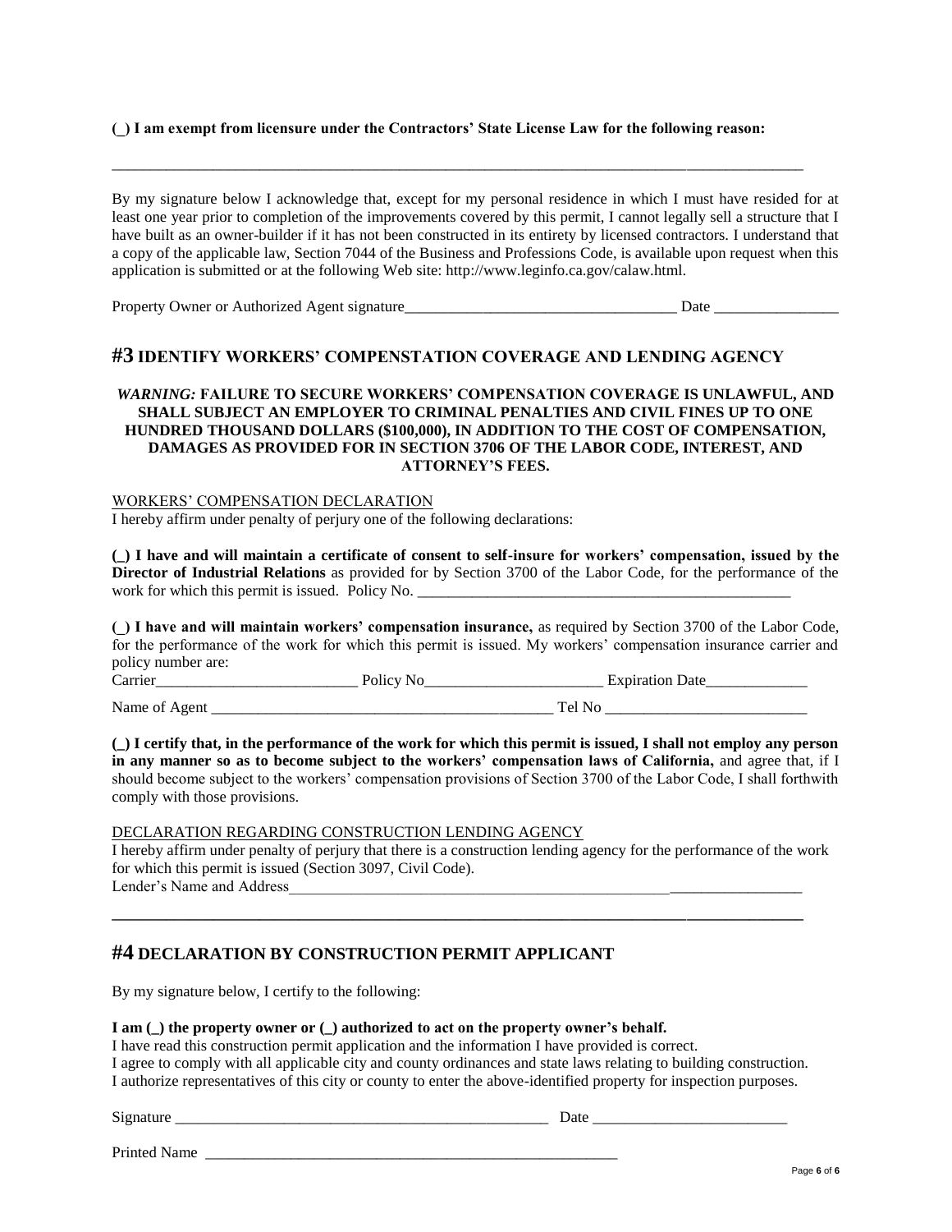**(_) I am exempt from licensure under the Contractors' State License Law for the following reason:**

_______________________________________________________________________________________________

By my signature below I acknowledge that, except for my personal residence in which I must have resided for at least one year prior to completion of the improvements covered by this permit, I cannot legally sell a structure that I have built as an owner-builder if it has not been constructed in its entirety by licensed contractors. I understand that a copy of the applicable law, Section 7044 of the Business and Professions Code, is available upon request when this application is submitted or at the following Web site: http://www.leginfo.ca.gov/calaw.html.

Property Owner or Authorized Agent signature___________________________________ Date ________________

## #3 IDENTIFY WORKERS' COMPENSTATION COVERAGE AND LENDING AGENCY

***WARNING:* FAILURE TO SECURE WORKERS' COMPENSATION COVERAGE IS UNLAWFUL, AND SHALL SUBJECT AN EMPLOYER TO CRIMINAL PENALTIES AND CIVIL FINES UP TO ONE HUNDRED THOUSAND DOLLARS ($100,000), IN ADDITION TO THE COST OF COMPENSATION, DAMAGES AS PROVIDED FOR IN SECTION 3706 OF THE LABOR CODE, INTEREST, AND ATTORNEY'S FEES.**

WORKERS' COMPENSATION DECLARATION

I hereby affirm under penalty of perjury one of the following declarations:

**(_) I have and will maintain a certificate of consent to self-insure for workers' compensation, issued by the Director of Industrial Relations** as provided for by Section 3700 of the Labor Code, for the performance of the work for which this permit is issued. Policy No. ___________________________________________________

**(_) I have and will maintain workers' compensation insurance,** as required by Section 3700 of the Labor Code, for the performance of the work for which this permit is issued. My workers' compensation insurance carrier and policy number are:

Carrier__________________________ Policy No_______________________ Expiration Date_____________

Name of Agent _____________________________________________ Tel No __________________________

**(_) I certify that, in the performance of the work for which this permit is issued, I shall not employ any person in any manner so as to become subject to the workers' compensation laws of California,** and agree that, if I should become subject to the workers' compensation provisions of Section 3700 of the Labor Code, I shall forthwith comply with those provisions.

DECLARATION REGARDING CONSTRUCTION LENDING AGENCY

I hereby affirm under penalty of perjury that there is a construction lending agency for the performance of the work for which this permit is issued (Section 3097, Civil Code).

Lender's Name and Address______________________________________________________________________

_______________________________________________________________________________________________

## #4 DECLARATION BY CONSTRUCTION PERMIT APPLICANT

By my signature below, I certify to the following:

**I am (_) the property owner or (_) authorized to act on the property owner's behalf.**

I have read this construction permit application and the information I have provided is correct.

I agree to comply with all applicable city and county ordinances and state laws relating to building construction.

I authorize representatives of this city or county to enter the above-identified property for inspection purposes.

Signature __________________________________________________ Date _________________________

Printed Name _______________________________________________________